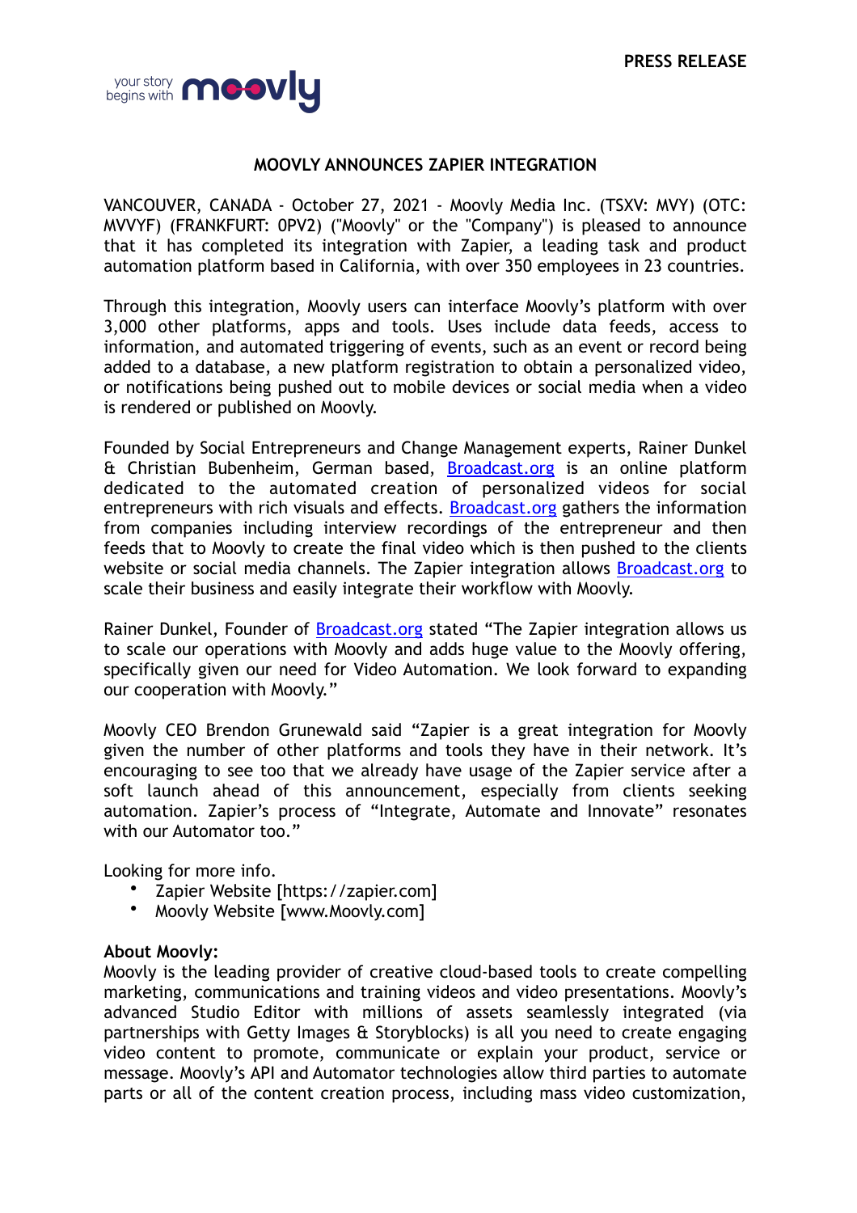PRESS RELEASE

your story begins with moovly

## MOOVLY ANNOUNCES ZAPIER INTEGRATION

VANCOUVER, CANADA - October 27, 2021 - Moovly Media Inc. (TSXV: MVY) (OTC: MVVYF) (FRANKFURT: 0PV2) ("Moovly" or the "Company") is pleased to announce that it has completed its integration with Zapier, a leading task and product automation platform based in California, with over 350 employees in 23 countries.

Through this integration, Moovly users can interface Moovly's platform with over 3,000 other platforms, apps and tools. Uses include data feeds, access to information, and automated triggering of events, such as an event or record being added to a database, a new platform registration to obtain a personalized video, or notifications being pushed out to mobile devices or social media when a video is rendered or published on Moovly.

Founded by Social Entrepreneurs and Change Management experts, Rainer Dunkel & Christian Bubenheim, German based, Broadcast.org is an online platform dedicated to the automated creation of personalized videos for social entrepreneurs with rich visuals and effects. Broadcast.org gathers the information from companies including interview recordings of the entrepreneur and then feeds that to Moovly to create the final video which is then pushed to the clients website or social media channels. The Zapier integration allows Broadcast.org to scale their business and easily integrate their workflow with Moovly.

Rainer Dunkel, Founder of Broadcast.org stated "The Zapier integration allows us to scale our operations with Moovly and adds huge value to the Moovly offering, specifically given our need for Video Automation. We look forward to expanding our cooperation with Moovly."

Moovly CEO Brendon Grunewald said "Zapier is a great integration for Moovly given the number of other platforms and tools they have in their network. It's encouraging to see too that we already have usage of the Zapier service after a soft launch ahead of this announcement, especially from clients seeking automation. Zapier's process of "Integrate, Automate and Innovate" resonates with our Automator too."

Looking for more info.

- Zapier Website [https://zapier.com]
- Moovly Website [www.Moovly.com]

**About Moovly:**
Moovly is the leading provider of creative cloud-based tools to create compelling marketing, communications and training videos and video presentations. Moovly's advanced Studio Editor with millions of assets seamlessly integrated (via partnerships with Getty Images & Storyblocks) is all you need to create engaging video content to promote, communicate or explain your product, service or message. Moovly's API and Automator technologies allow third parties to automate parts or all of the content creation process, including mass video customization,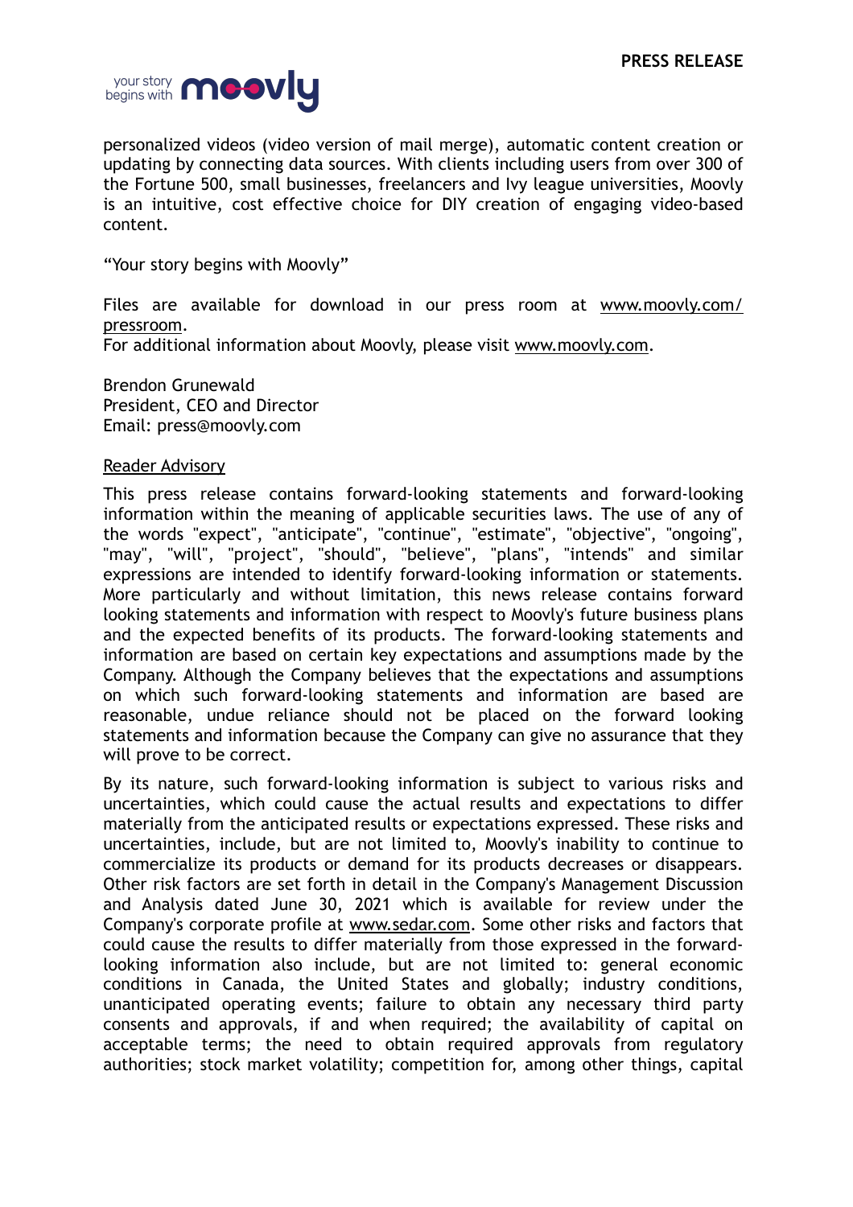personalized videos (video version of mail merge), automatic content creation or updating by connecting data sources. With clients including users from over 300 of the Fortune 500, small businesses, freelancers and Ivy league universities, Moovly is an intuitive, cost effective choice for DIY creation of engaging video-based content.

"Your story begins with Moovly"

Files are available for download in our press room at www.moovly.com/pressroom.
For additional information about Moovly, please visit www.moovly.com.

Brendon Grunewald
President, CEO and Director
Email: press@moovly.com

Reader Advisory

This press release contains forward-looking statements and forward-looking information within the meaning of applicable securities laws. The use of any of the words "expect", "anticipate", "continue", "estimate", "objective", "ongoing", "may", "will", "project", "should", "believe", "plans", "intends" and similar expressions are intended to identify forward-looking information or statements. More particularly and without limitation, this news release contains forward looking statements and information with respect to Moovly's future business plans and the expected benefits of its products. The forward-looking statements and information are based on certain key expectations and assumptions made by the Company. Although the Company believes that the expectations and assumptions on which such forward-looking statements and information are based are reasonable, undue reliance should not be placed on the forward looking statements and information because the Company can give no assurance that they will prove to be correct.

By its nature, such forward-looking information is subject to various risks and uncertainties, which could cause the actual results and expectations to differ materially from the anticipated results or expectations expressed. These risks and uncertainties, include, but are not limited to, Moovly's inability to continue to commercialize its products or demand for its products decreases or disappears. Other risk factors are set forth in detail in the Company's Management Discussion and Analysis dated June 30, 2021 which is available for review under the Company's corporate profile at www.sedar.com. Some other risks and factors that could cause the results to differ materially from those expressed in the forward-looking information also include, but are not limited to: general economic conditions in Canada, the United States and globally; industry conditions, unanticipated operating events; failure to obtain any necessary third party consents and approvals, if and when required; the availability of capital on acceptable terms; the need to obtain required approvals from regulatory authorities; stock market volatility; competition for, among other things, capital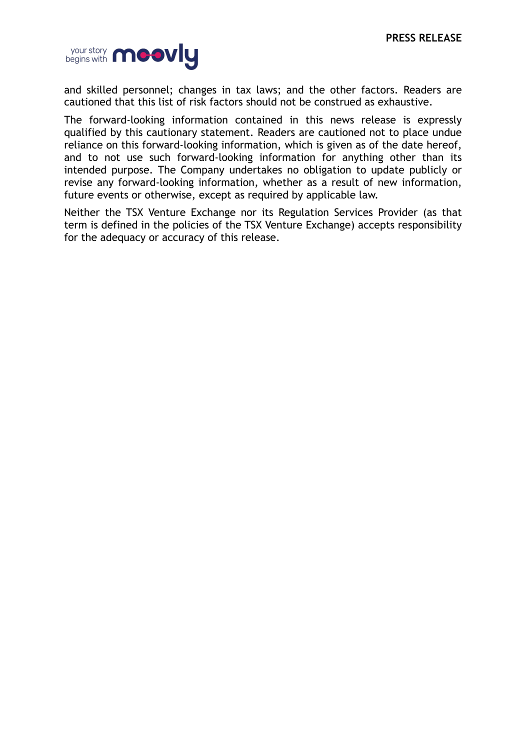and skilled personnel; changes in tax laws; and the other factors. Readers are cautioned that this list of risk factors should not be construed as exhaustive.

The forward-looking information contained in this news release is expressly qualified by this cautionary statement. Readers are cautioned not to place undue reliance on this forward-looking information, which is given as of the date hereof, and to not use such forward-looking information for anything other than its intended purpose. The Company undertakes no obligation to update publicly or revise any forward-looking information, whether as a result of new information, future events or otherwise, except as required by applicable law.

Neither the TSX Venture Exchange nor its Regulation Services Provider (as that term is defined in the policies of the TSX Venture Exchange) accepts responsibility for the adequacy or accuracy of this release.